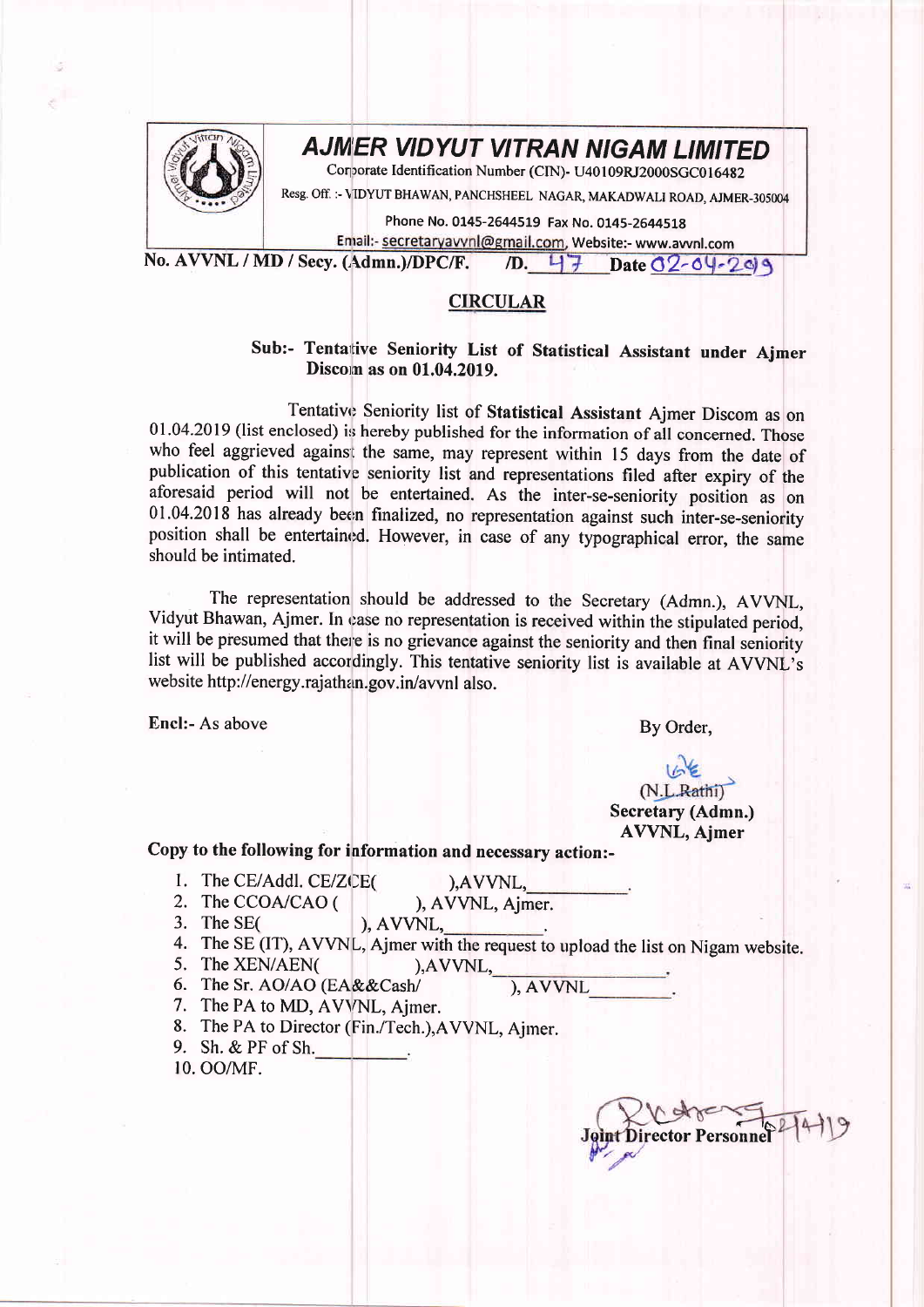# AJMER VIDYUT VITRAN NIGAM LIMITED

Corporate Identification Number (CIN)- U40109RJ2000SGC016482

Resg. Off. :- VIDYUT BHAWAN, PANCHSHEEL NAGAR, MAKADWALI ROAD, AJMER-305004

Phone No. 0145-2644519 Fax No. 0145-2644518

Email:- secretaryavvnl@gmail.com, Website:- www.avvnl.com

No. AVVNL / MD / Secy. (Admn.)/DPC/F. /D. 47 Date 02-04-2019

## CIRCULAR

**Sub:- Tentative Seniority List of Statistical Assistant under Ajmer Discom as on 01.04.2019.**

Tentative Seniority list of **Statistical Assistant** Ajmer Discom as on 01.04.2019 (list enclosed) is hereby published for the information of all concerned. Those who feel aggrieved against the same, may represent within 15 days from the date of publication of this tentative seniority list and representations filed after expiry of the aforesaid period will not be entertained. As the inter-se-seniority position as on 01.04.2018 has already been finalized, no representation against such inter-se-seniority position shall be entertained. However, in case of any typographical error, the same should be intimated.

The representation should be addressed to the Secretary (Admn.), AVVNL, Vidyut Bhawan, Ajmer. In case no representation is received within the stipulated period, it will be presumed that there is no grievance against the seniority and then final seniority list will be published accordingly. This tentative seniority list is available at AVVNL's website http://energy.rajathan.gov.in/avvnl also.

Encl:- As above

By Order,

(N.L.Rathi)
**Secretary (Admn.)**
**AVVNL, Ajmer**

**Copy to the following for information and necessary action:-**

1. The CE/Addl. CE/ZCE( ),AVVNL,\_\_\_\_\_\_\_\_\_\_.
2. The CCOA/CAO ( ), AVVNL, Ajmer.
3. The SE( ), AVVNL,\_\_\_\_\_\_\_\_\_\_.
4. The SE (IT), AVVNL, Ajmer with the request to upload the list on Nigam website.
5. The XEN/AEN( ),AVVNL,\_\_\_\_\_\_\_\_\_\_.
6. The Sr. AO/AO (EA&&Cash/ ), AVVNL\_\_\_\_\_\_\_\_\_\_.
7. The PA to MD, AVVNL, Ajmer.
8. The PA to Director (Fin./Tech.),AVVNL, Ajmer.
9. Sh. & PF of Sh.\_\_\_\_\_\_\_\_\_\_.
10. OO/MF.

Joint Director Personnel 2/4/19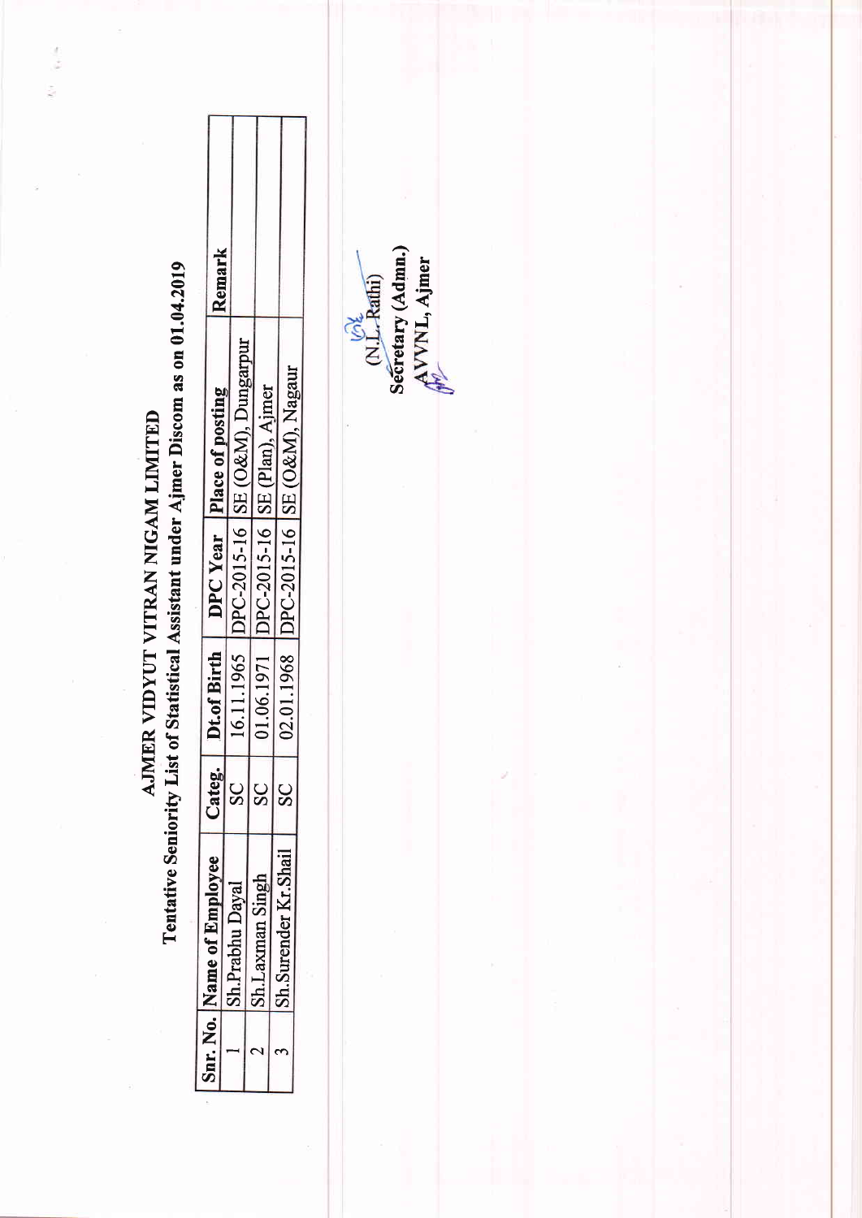# AJMER VIDYUT VITRAN NIGAM LIMITED

## Tentative Seniority List of Statistical Assistant under Ajmer Discom as on 01.04.2019

| Snr. No. | Name of Employee | Categ. | Dt.of Birth | DPC Year | Place of posting | Remark |
|---|---|---|---|---|---|---|
| 1 | Sh.Prabhu Dayal | SC | 16.11.1965 | DPC-2015-16 | SE (O&M), Dungarpur | |
| 2 | Sh.Laxman Singh | SC | 01.06.1971 | DPC-2015-16 | SE (Plan), Ajmer | |
| 3 | Sh.Surender Kr.Shail | SC | 02.01.1968 | DPC-2015-16 | SE (O&M), Nagaur | |

(N.L. Rathi)
Secretary (Admn.)
AVVNL, Ajmer